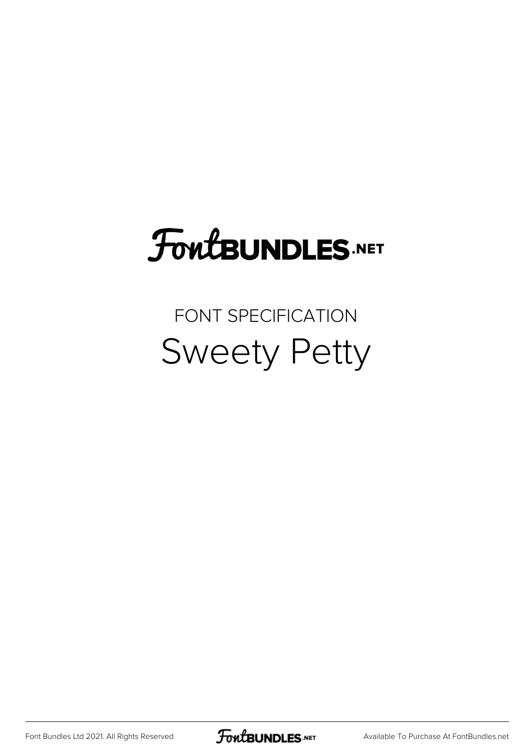# FontBUNDLES.NET

FONT SPECIFICATION

## Sweety Petty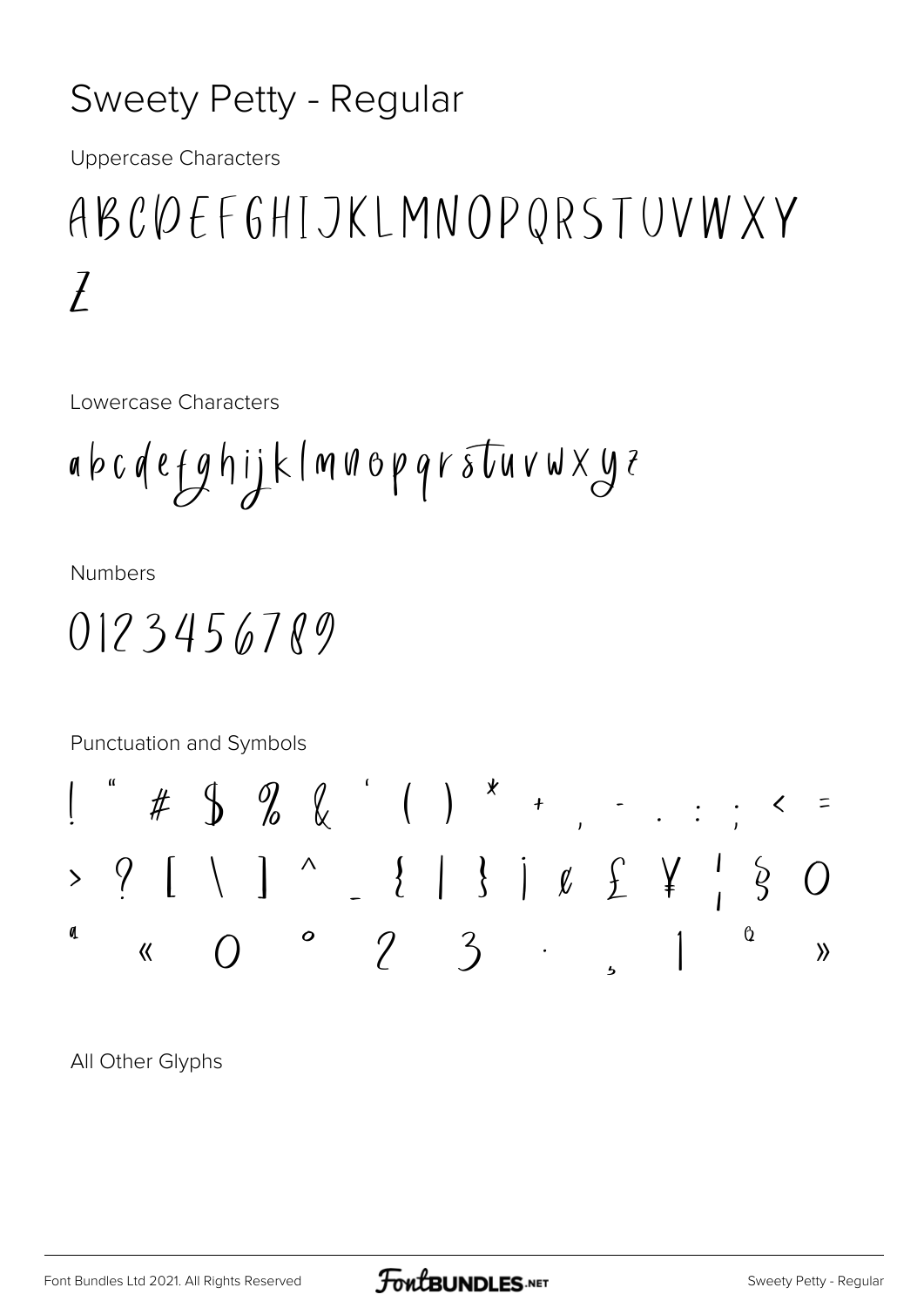# Sweety Petty - Regular

Uppercase Characters

ABCDEFGHIJKLMNOPQRSTUVWXY
Z

Lowercase Characters

abcdefghijklmnopqrstuvwxyz

Numbers

0123456789

Punctuation and Symbols

! " # $ % & ' ( ) * + , - . : ; < =
> ? [ \ ] ^ _ { | } ¡ ¢ £ ¥ ¦ § ©
ª « ® ° ² ³ · ¸ ¹ º »

All Other Glyphs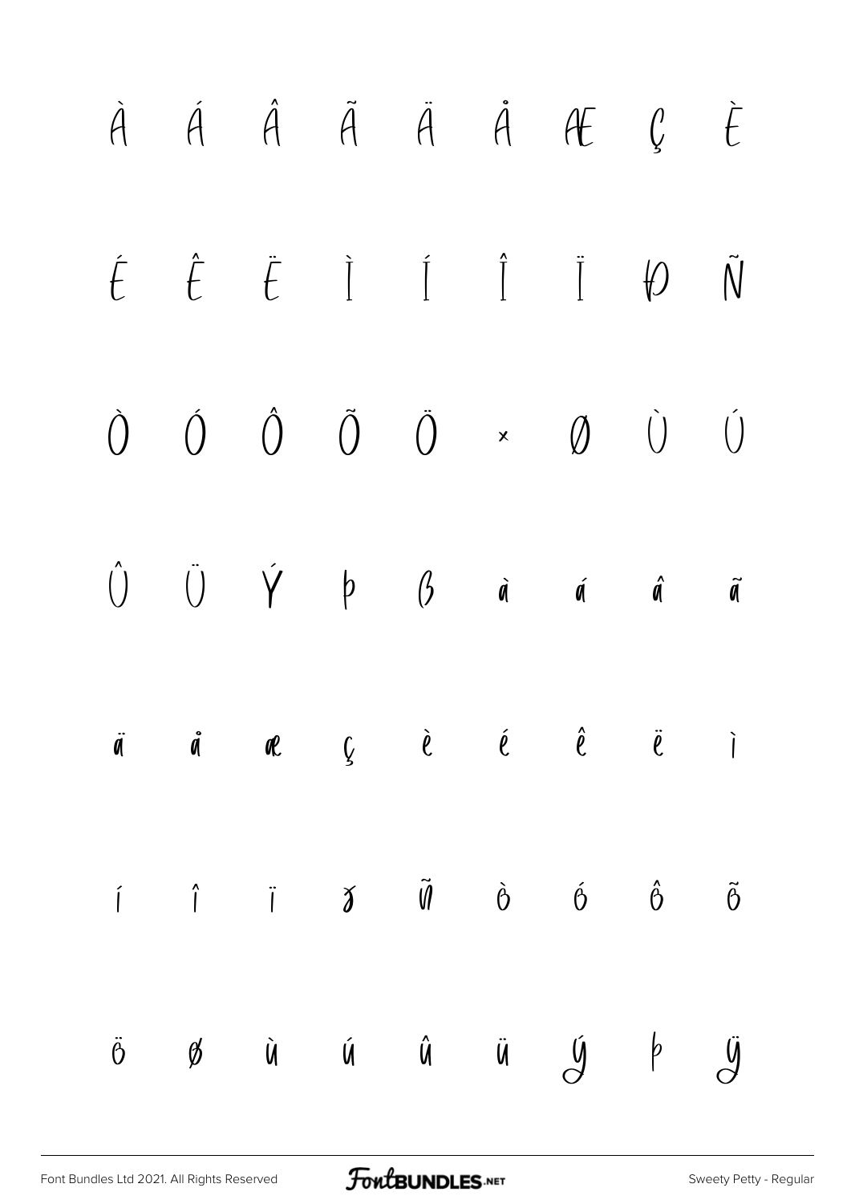À Á Â Ã Ä Å Æ Ç È

É Ê Ë Ì Í Î Ï Ð Ñ

Ò Ó Ô Õ Ö × Ø Ù Ú

Û Ü Ý Þ ß à á â ã

ä å æ ç è é ê ë ì

í î ï ð ñ ò ó ô õ

ö ø ù ú û ü ý þ ÿ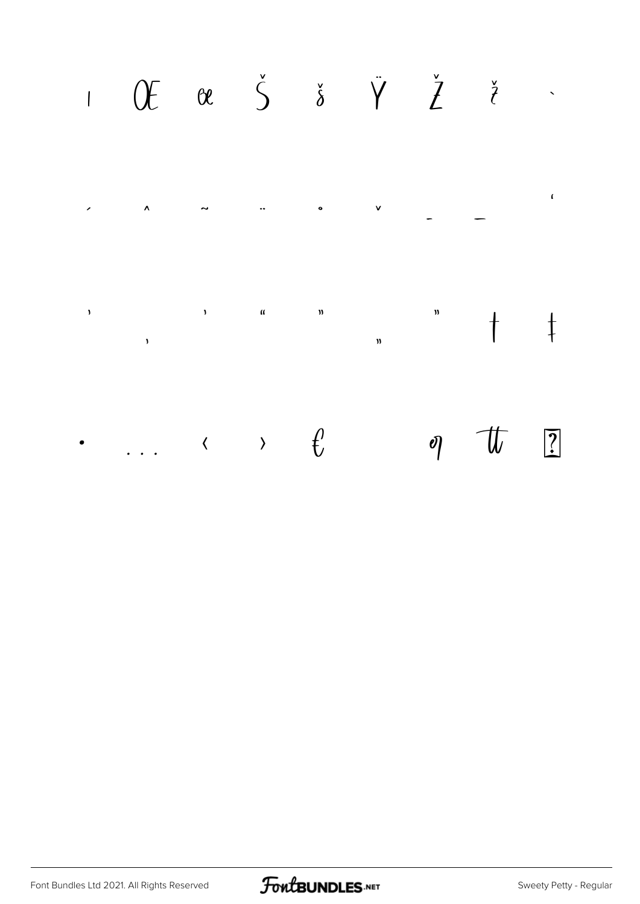ı Œ œ Š š Ÿ Ž ž `

´ ^ ~ ¨ ˚ ˇ – — ‘

’ ‚ ’ “ ” „ ” † ‡

• … ‹ › € ๆ tt ?